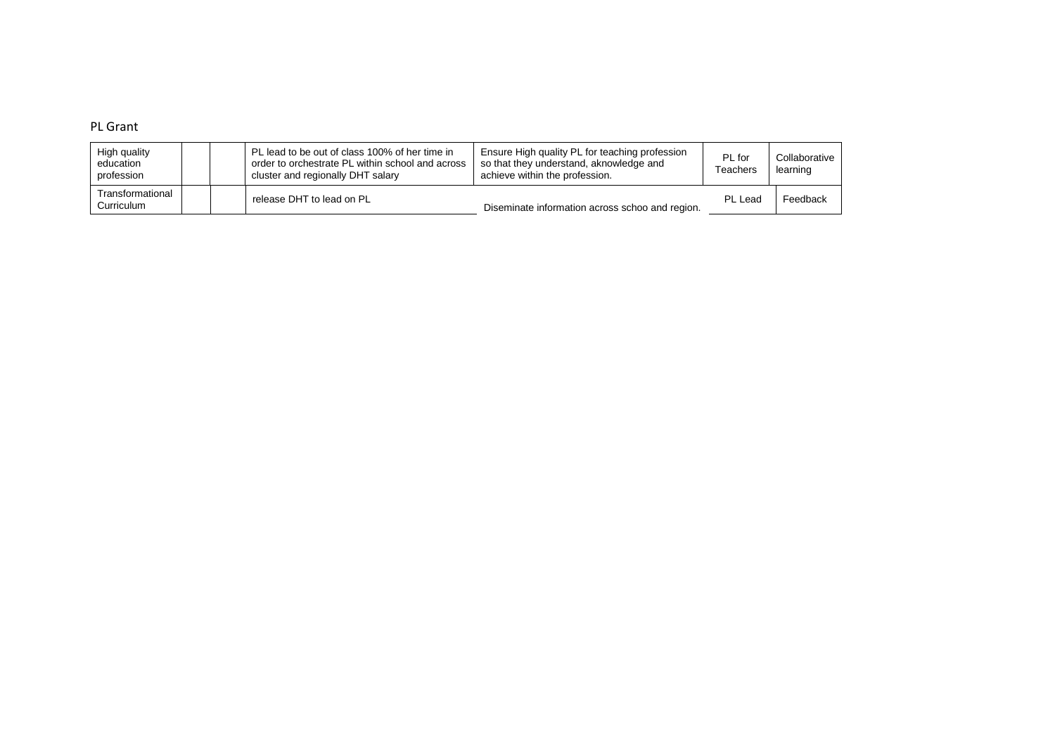PL Grant

| | | | | | | |
|---|---|---|---|---|---|---|
| High quality education profession | | | PL lead to be out of class 100% of her time in order to orchestrate PL within school and across cluster and regionally DHT salary | Ensure High quality PL for teaching profession so that they understand, aknowledge and achieve within the profession. | PL for Teachers | Collaborative learning |
| Transformational Curriculum | | | release DHT to lead on PL | Diseminate information across schoo and region. | PL Lead | Feedback |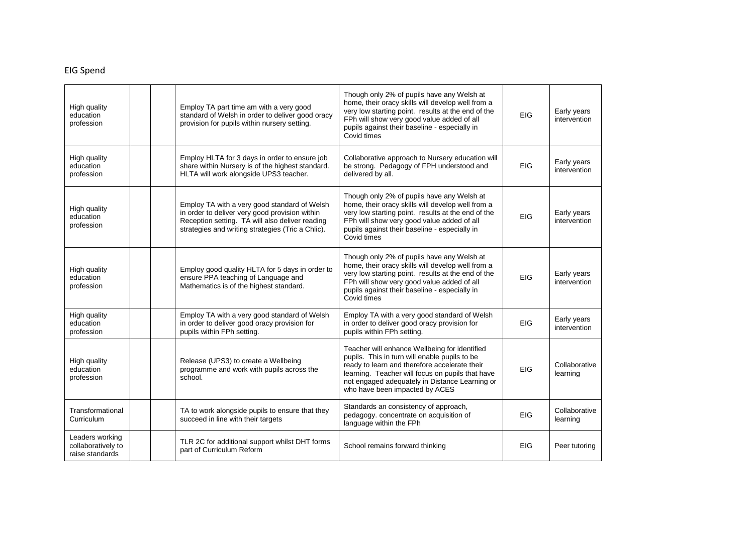EIG Spend

| | | | | | | |
|---|---|---|---|---|---|---|
| High quality education profession | | | Employ TA part time am with a very good standard of Welsh in order to deliver good oracy provision for pupils within nursery setting. | Though only 2% of pupils have any Welsh at home, their oracy skills will develop well from a very low starting point. results at the end of the FPh will show very good value added of all pupils against their baseline - especially in Covid times | EIG | Early years intervention |
| High quality education profession | | | Employ HLTA for 3 days in order to ensure job share within Nursery is of the highest standard. HLTA will work alongside UPS3 teacher. | Collaborative approach to Nursery education will be strong. Pedagogy of FPH understood and delivered by all. | EIG | Early years intervention |
| High quality education profession | | | Employ TA with a very good standard of Welsh in order to deliver very good provision within Reception setting. TA will also deliver reading strategies and writing strategies (Tric a Chlic). | Though only 2% of pupils have any Welsh at home, their oracy skills will develop well from a very low starting point. results at the end of the FPh will show very good value added of all pupils against their baseline - especially in Covid times | EIG | Early years intervention |
| High quality education profession | | | Employ good quality HLTA for 5 days in order to ensure PPA teaching of Language and Mathematics is of the highest standard. | Though only 2% of pupils have any Welsh at home, their oracy skills will develop well from a very low starting point. results at the end of the FPh will show very good value added of all pupils against their baseline - especially in Covid times | EIG | Early years intervention |
| High quality education profession | | | Employ TA with a very good standard of Welsh in order to deliver good oracy provision for pupils within FPh setting. | Employ TA with a very good standard of Welsh in order to deliver good oracy provision for pupils within FPh setting. | EIG | Early years intervention |
| High quality education profession | | | Release (UPS3) to create a Wellbeing programme and work with pupils across the school. | Teacher will enhance Wellbeing for identified pupils. This in turn will enable pupils to be ready to learn and therefore accelerate their learning. Teacher will focus on pupils that have not engaged adequately in Distance Learning or who have been impacted by ACES | EIG | Collaborative learning |
| Transformational Curriculum | | | TA to work alongside pupils to ensure that they succeed in line with their targets | Standards an consistency of approach, pedagogy. concentrate on acquisition of language within the FPh | EIG | Collaborative learning |
| Leaders working collaboratively to raise standards | | | TLR 2C for additional support whilst DHT forms part of Curriculum Reform | School remains forward thinking | EIG | Peer tutoring |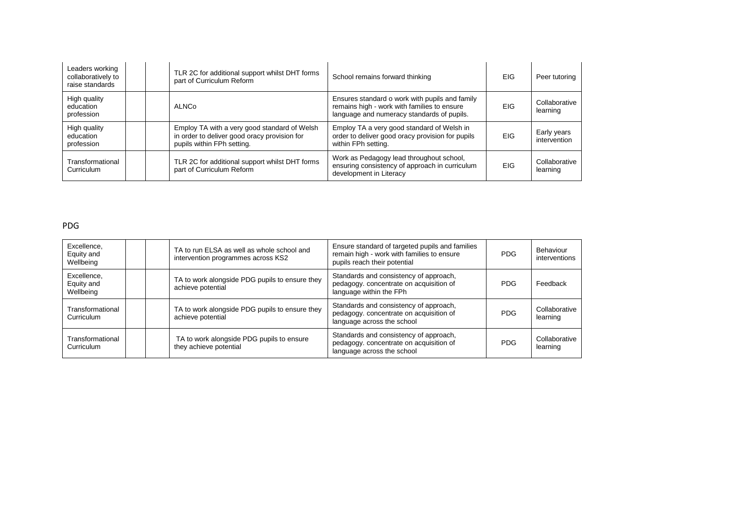| | | | | | | |
|---|---|---|---|---|---|---|
| Leaders working collaboratively to raise standards | | | TLR 2C for additional support whilst DHT forms part of Curriculum Reform | School remains forward thinking | EIG | Peer tutoring |
| High quality education profession | | | ALNCo | Ensures standard o work with pupils and family remains high - work with families to ensure language and numeracy standards of pupils. | EIG | Collaborative learning |
| High quality education profession | | | Employ TA with a very good standard of Welsh in order to deliver good oracy provision for pupils within FPh setting. | Employ TA a very good standard of Welsh in order to deliver good oracy provision for pupils within FPh setting. | EIG | Early years intervention |
| Transformational Curriculum | | | TLR 2C for additional support whilst DHT forms part of Curriculum Reform | Work as Pedagogy lead throughout school, ensuring consistency of approach in curriculum development in Literacy | EIG | Collaborative learning |

PDG

| | | | | | | |
|---|---|---|---|---|---|---|
| Excellence, Equity and Wellbeing | | | TA to run ELSA as well as whole school and intervention programmes across KS2 | Ensure standard of targeted pupils and families remain high - work with families to ensure pupils reach their potential | PDG | Behaviour interventions |
| Excellence, Equity and Wellbeing | | | TA to work alongside PDG pupils to ensure they achieve potential | Standards and consistency of approach, pedagogy. concentrate on acquisition of language within the FPh | PDG | Feedback |
| Transformational Curriculum | | | TA to work alongside PDG pupils to ensure they achieve potential | Standards and consistency of approach, pedagogy. concentrate on acquisition of language across the school | PDG | Collaborative learning |
| Transformational Curriculum | | | TA to work alongside PDG pupils to ensure they achieve potential | Standards and consistency of approach, pedagogy. concentrate on acquisition of language across the school | PDG | Collaborative learning |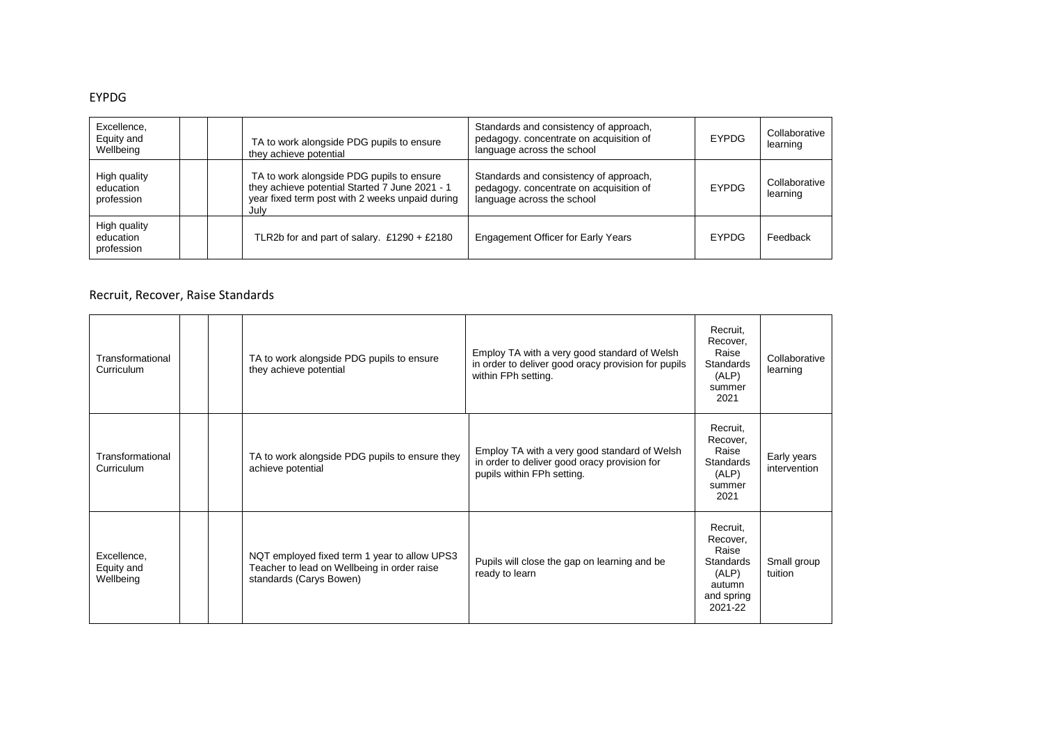## EYPDG

| | | | | | | |
|---|---|---|---|---|---|---|
| Excellence, Equity and Wellbeing | | | TA to work alongside PDG pupils to ensure they achieve potential | Standards and consistency of approach, pedagogy. concentrate on acquisition of language across the school | EYPDG | Collaborative learning |
| High quality education profession | | | TA to work alongside PDG pupils to ensure they achieve potential Started 7 June 2021 - 1 year fixed term post with 2 weeks unpaid during July | Standards and consistency of approach, pedagogy. concentrate on acquisition of language across the school | EYPDG | Collaborative learning |
| High quality education profession | | | TLR2b for and part of salary. £1290 + £2180 | Engagement Officer for Early Years | EYPDG | Feedback |

## Recruit, Recover, Raise Standards

| | | | | | | |
|---|---|---|---|---|---|---|
| Transformational Curriculum | | | TA to work alongside PDG pupils to ensure they achieve potential | Employ TA with a very good standard of Welsh in order to deliver good oracy provision for pupils within FPh setting. | Recruit, Recover, Raise Standards (ALP) summer 2021 | Collaborative learning |
| Transformational Curriculum | | | TA to work alongside PDG pupils to ensure they achieve potential | Employ TA with a very good standard of Welsh in order to deliver good oracy provision for pupils within FPh setting. | Recruit, Recover, Raise Standards (ALP) summer 2021 | Early years intervention |
| Excellence, Equity and Wellbeing | | | NQT employed fixed term 1 year to allow UPS3 Teacher to lead on Wellbeing in order raise standards (Carys Bowen) | Pupils will close the gap on learning and be ready to learn | Recruit, Recover, Raise Standards (ALP) autumn and spring 2021-22 | Small group tuition |